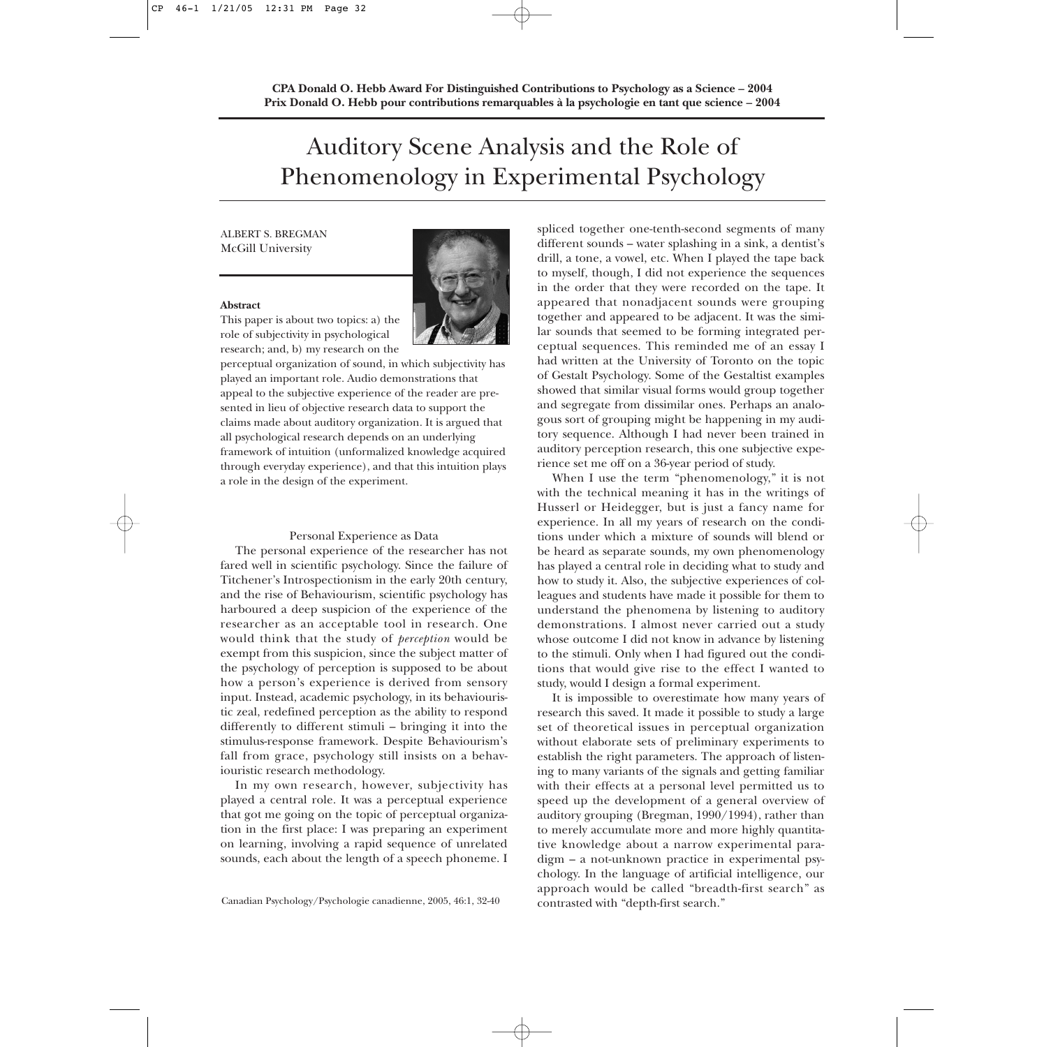**CPA Donald O. Hebb Award For Distinguished Contributions to Psychology as a Science – 2004**
**Prix Donald O. Hebb pour contributions remarquables à la psychologie en tant que science – 2004**

# Auditory Scene Analysis and the Role of Phenomenology in Experimental Psychology

ALBERT S. BREGMAN
McGill University

**Abstract**

This paper is about two topics: a) the role of subjectivity in psychological research; and, b) my research on the perceptual organization of sound, in which subjectivity has played an important role. Audio demonstrations that appeal to the subjective experience of the reader are presented in lieu of objective research data to support the claims made about auditory organization. It is argued that all psychological research depends on an underlying framework of intuition (unformalized knowledge acquired through everyday experience), and that this intuition plays a role in the design of the experiment.

## Personal Experience as Data

The personal experience of the researcher has not fared well in scientific psychology. Since the failure of Titchener's Introspectionism in the early 20th century, and the rise of Behaviourism, scientific psychology has harboured a deep suspicion of the experience of the researcher as an acceptable tool in research. One would think that the study of *perception* would be exempt from this suspicion, since the subject matter of the psychology of perception is supposed to be about how a person's experience is derived from sensory input. Instead, academic psychology, in its behaviouristic zeal, redefined perception as the ability to respond differently to different stimuli – bringing it into the stimulus-response framework. Despite Behaviourism's fall from grace, psychology still insists on a behaviouristic research methodology.

In my own research, however, subjectivity has played a central role. It was a perceptual experience that got me going on the topic of perceptual organization in the first place: I was preparing an experiment on learning, involving a rapid sequence of unrelated sounds, each about the length of a speech phoneme. I spliced together one-tenth-second segments of many different sounds – water splashing in a sink, a dentist's drill, a tone, a vowel, etc. When I played the tape back to myself, though, I did not experience the sequences in the order that they were recorded on the tape. It appeared that nonadjacent sounds were grouping together and appeared to be adjacent. It was the similar sounds that seemed to be forming integrated perceptual sequences. This reminded me of an essay I had written at the University of Toronto on the topic of Gestalt Psychology. Some of the Gestaltist examples showed that similar visual forms would group together and segregate from dissimilar ones. Perhaps an analogous sort of grouping might be happening in my auditory sequence. Although I had never been trained in auditory perception research, this one subjective experience set me off on a 36-year period of study.

When I use the term "phenomenology," it is not with the technical meaning it has in the writings of Husserl or Heidegger, but is just a fancy name for experience. In all my years of research on the conditions under which a mixture of sounds will blend or be heard as separate sounds, my own phenomenology has played a central role in deciding what to study and how to study it. Also, the subjective experiences of colleagues and students have made it possible for them to understand the phenomena by listening to auditory demonstrations. I almost never carried out a study whose outcome I did not know in advance by listening to the stimuli. Only when I had figured out the conditions that would give rise to the effect I wanted to study, would I design a formal experiment.

It is impossible to overestimate how many years of research this saved. It made it possible to study a large set of theoretical issues in perceptual organization without elaborate sets of preliminary experiments to establish the right parameters. The approach of listening to many variants of the signals and getting familiar with their effects at a personal level permitted us to speed up the development of a general overview of auditory grouping (Bregman, 1990/1994), rather than to merely accumulate more and more highly quantitative knowledge about a narrow experimental paradigm – a not-unknown practice in experimental psychology. In the language of artificial intelligence, our approach would be called "breadth-first search" as contrasted with "depth-first search."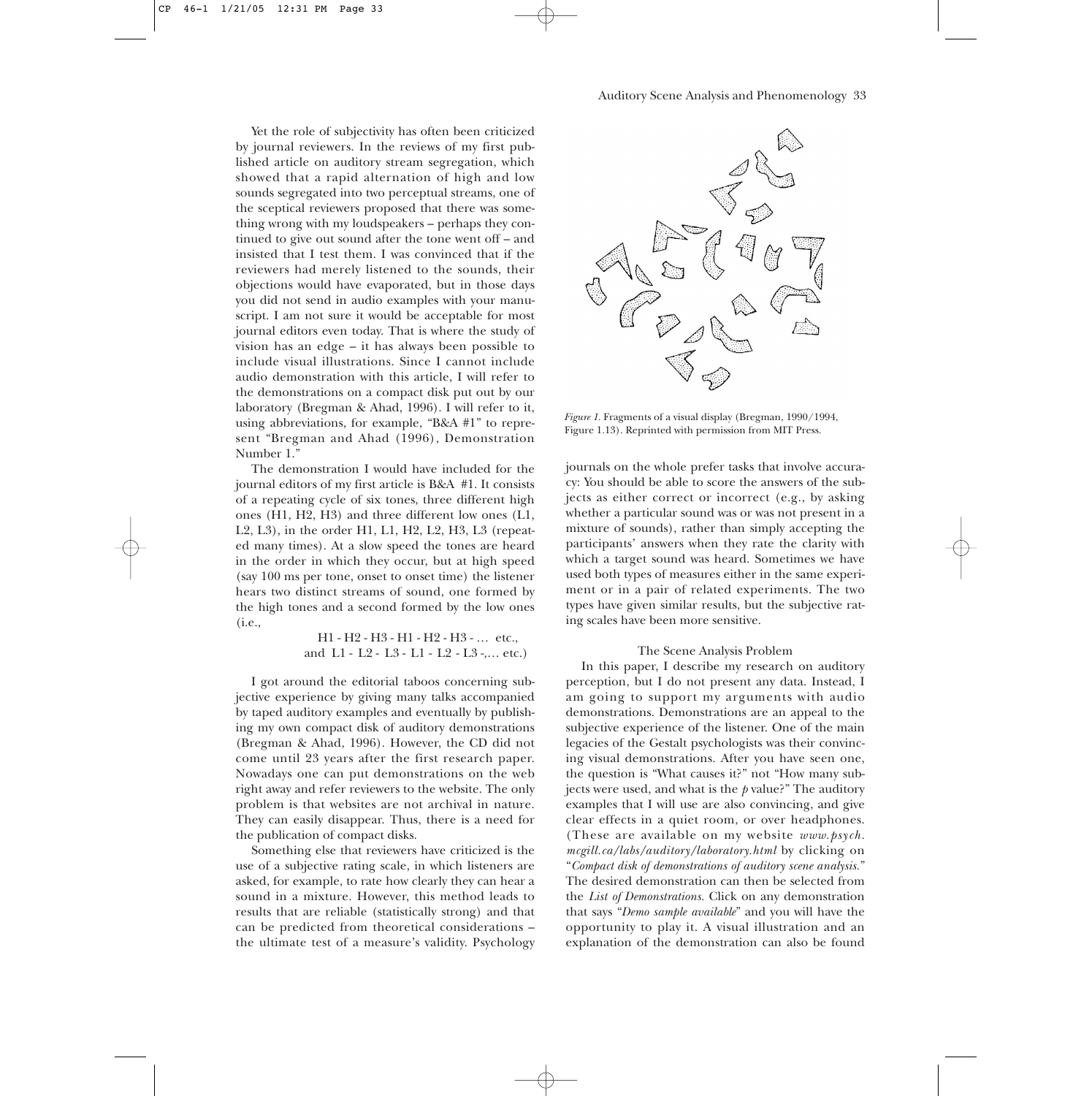Yet the role of subjectivity has often been criticized by journal reviewers. In the reviews of my first published article on auditory stream segregation, which showed that a rapid alternation of high and low sounds segregated into two perceptual streams, one of the sceptical reviewers proposed that there was something wrong with my loudspeakers – perhaps they continued to give out sound after the tone went off – and insisted that I test them. I was convinced that if the reviewers had merely listened to the sounds, their objections would have evaporated, but in those days you did not send in audio examples with your manuscript. I am not sure it would be acceptable for most journal editors even today. That is where the study of vision has an edge – it has always been possible to include visual illustrations. Since I cannot include audio demonstration with this article, I will refer to the demonstrations on a compact disk put out by our laboratory (Bregman & Ahad, 1996). I will refer to it, using abbreviations, for example, "B&A #1" to represent "Bregman and Ahad (1996), Demonstration Number 1."

The demonstration I would have included for the journal editors of my first article is B&A #1. It consists of a repeating cycle of six tones, three different high ones (H1, H2, H3) and three different low ones (L1, L2, L3), in the order H1, L1, H2, L2, H3, L3 (repeated many times). At a slow speed the tones are heard in the order in which they occur, but at high speed (say 100 ms per tone, onset to onset time) the listener hears two distinct streams of sound, one formed by the high tones and a second formed by the low ones (i.e.,

H1 - H2 - H3 - H1 - H2 - H3 - … etc.,
and L1 - L2 - L3 - L1 - L2 - L3 -,… etc.)

I got around the editorial taboos concerning subjective experience by giving many talks accompanied by taped auditory examples and eventually by publishing my own compact disk of auditory demonstrations (Bregman & Ahad, 1996). However, the CD did not come until 23 years after the first research paper. Nowadays one can put demonstrations on the web right away and refer reviewers to the website. The only problem is that websites are not archival in nature. They can easily disappear. Thus, there is a need for the publication of compact disks.

Something else that reviewers have criticized is the use of a subjective rating scale, in which listeners are asked, for example, to rate how clearly they can hear a sound in a mixture. However, this method leads to results that are reliable (statistically strong) and that can be predicted from theoretical considerations – the ultimate test of a measure's validity. Psychology journals on the whole prefer tasks that involve accuracy: You should be able to score the answers of the subjects as either correct or incorrect (e.g., by asking whether a particular sound was or was not present in a mixture of sounds), rather than simply accepting the participants' answers when they rate the clarity with which a target sound was heard. Sometimes we have used both types of measures either in the same experiment or in a pair of related experiments. The two types have given similar results, but the subjective rating scales have been more sensitive.

*Figure 1.* Fragments of a visual display (Bregman, 1990/1994, Figure 1.13). Reprinted with permission from MIT Press.

## The Scene Analysis Problem

In this paper, I describe my research on auditory perception, but I do not present any data. Instead, I am going to support my arguments with audio demonstrations. Demonstrations are an appeal to the subjective experience of the listener. One of the main legacies of the Gestalt psychologists was their convincing visual demonstrations. After you have seen one, the question is "What causes it?" not "How many subjects were used, and what is the *p* value?" The auditory examples that I will use are also convincing, and give clear effects in a quiet room, or over headphones. (These are available on my website *www.psych.mcgill.ca/labs/auditory/laboratory.html* by clicking on "*Compact disk of demonstrations of auditory scene analysis.*" The desired demonstration can then be selected from the *List of Demonstrations*. Click on any demonstration that says "*Demo sample available*" and you will have the opportunity to play it. A visual illustration and an explanation of the demonstration can also be found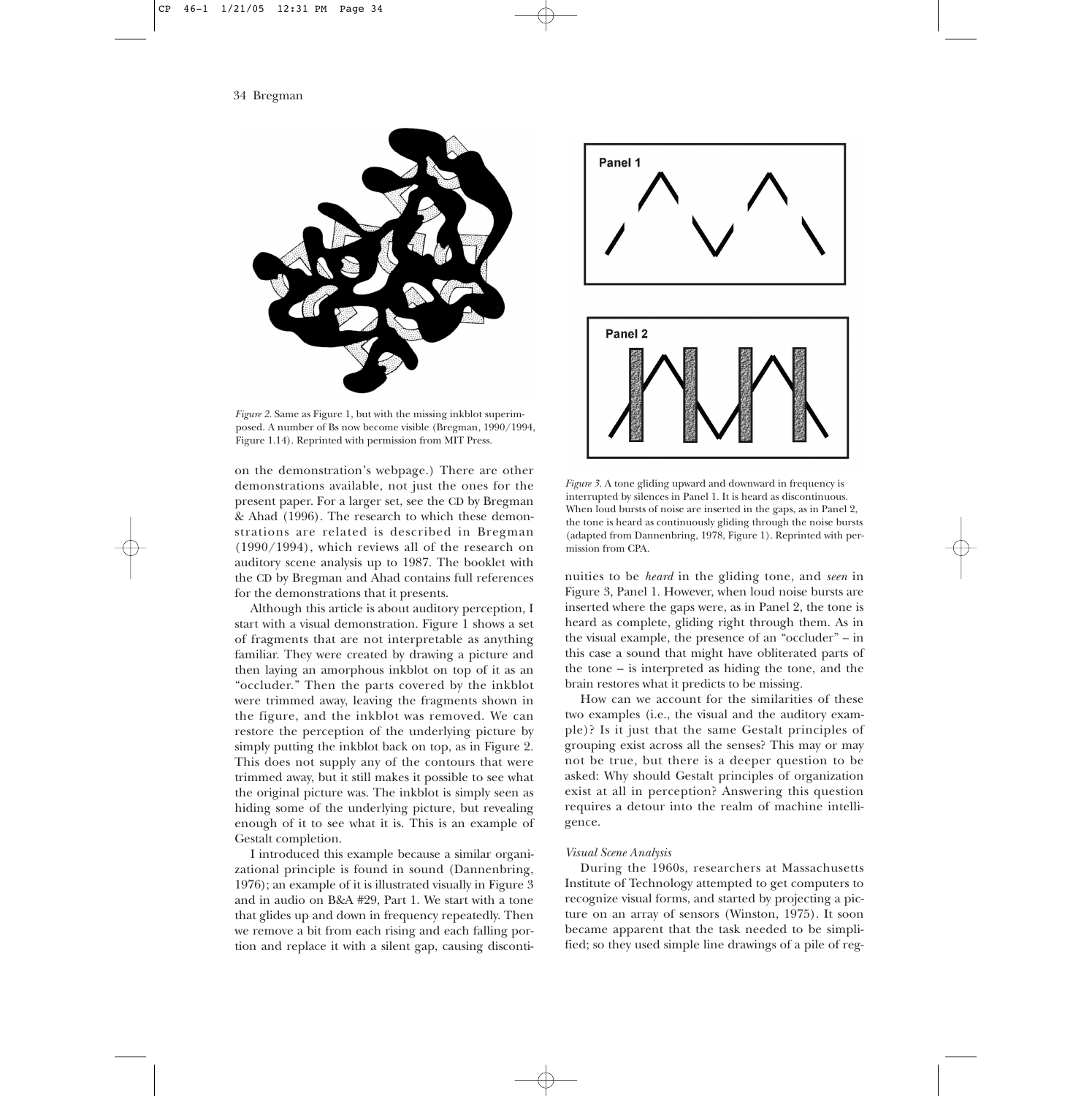*Figure 2.* Same as Figure 1, but with the missing inkblot superimposed. A number of Bs now become visible (Bregman, 1990/1994, Figure 1.14). Reprinted with permission from MIT Press.

on the demonstration's webpage.) There are other demonstrations available, not just the ones for the present paper. For a larger set, see the CD by Bregman & Ahad (1996). The research to which these demonstrations are related is described in Bregman (1990/1994), which reviews all of the research on auditory scene analysis up to 1987. The booklet with the CD by Bregman and Ahad contains full references for the demonstrations that it presents.

Although this article is about auditory perception, I start with a visual demonstration. Figure 1 shows a set of fragments that are not interpretable as anything familiar. They were created by drawing a picture and then laying an amorphous inkblot on top of it as an "occluder." Then the parts covered by the inkblot were trimmed away, leaving the fragments shown in the figure, and the inkblot was removed. We can restore the perception of the underlying picture by simply putting the inkblot back on top, as in Figure 2. This does not supply any of the contours that were trimmed away, but it still makes it possible to see what the original picture was. The inkblot is simply seen as hiding some of the underlying picture, but revealing enough of it to see what it is. This is an example of Gestalt completion.

I introduced this example because a similar organizational principle is found in sound (Dannenbring, 1976); an example of it is illustrated visually in Figure 3 and in audio on B&A #29, Part 1. We start with a tone that glides up and down in frequency repeatedly. Then we remove a bit from each rising and each falling portion and replace it with a silent gap, causing discontinuities to be *heard* in the gliding tone, and *seen* in Figure 3, Panel 1. However, when loud noise bursts are inserted where the gaps were, as in Panel 2, the tone is heard as complete, gliding right through them. As in the visual example, the presence of an "occluder" – in this case a sound that might have obliterated parts of the tone – is interpreted as hiding the tone, and the brain restores what it predicts to be missing.

*Figure 3.* A tone gliding upward and downward in frequency is interrupted by silences in Panel 1. It is heard as discontinuous. When loud bursts of noise are inserted in the gaps, as in Panel 2, the tone is heard as continuously gliding through the noise bursts (adapted from Dannenbring, 1978, Figure 1). Reprinted with permission from CPA.

How can we account for the similarities of these two examples (i.e., the visual and the auditory example)? Is it just that the same Gestalt principles of grouping exist across all the senses? This may or may not be true, but there is a deeper question to be asked: Why should Gestalt principles of organization exist at all in perception? Answering this question requires a detour into the realm of machine intelligence.

### *Visual Scene Analysis*

During the 1960s, researchers at Massachusetts Institute of Technology attempted to get computers to recognize visual forms, and started by projecting a picture on an array of sensors (Winston, 1975). It soon became apparent that the task needed to be simplified; so they used simple line drawings of a pile of reg-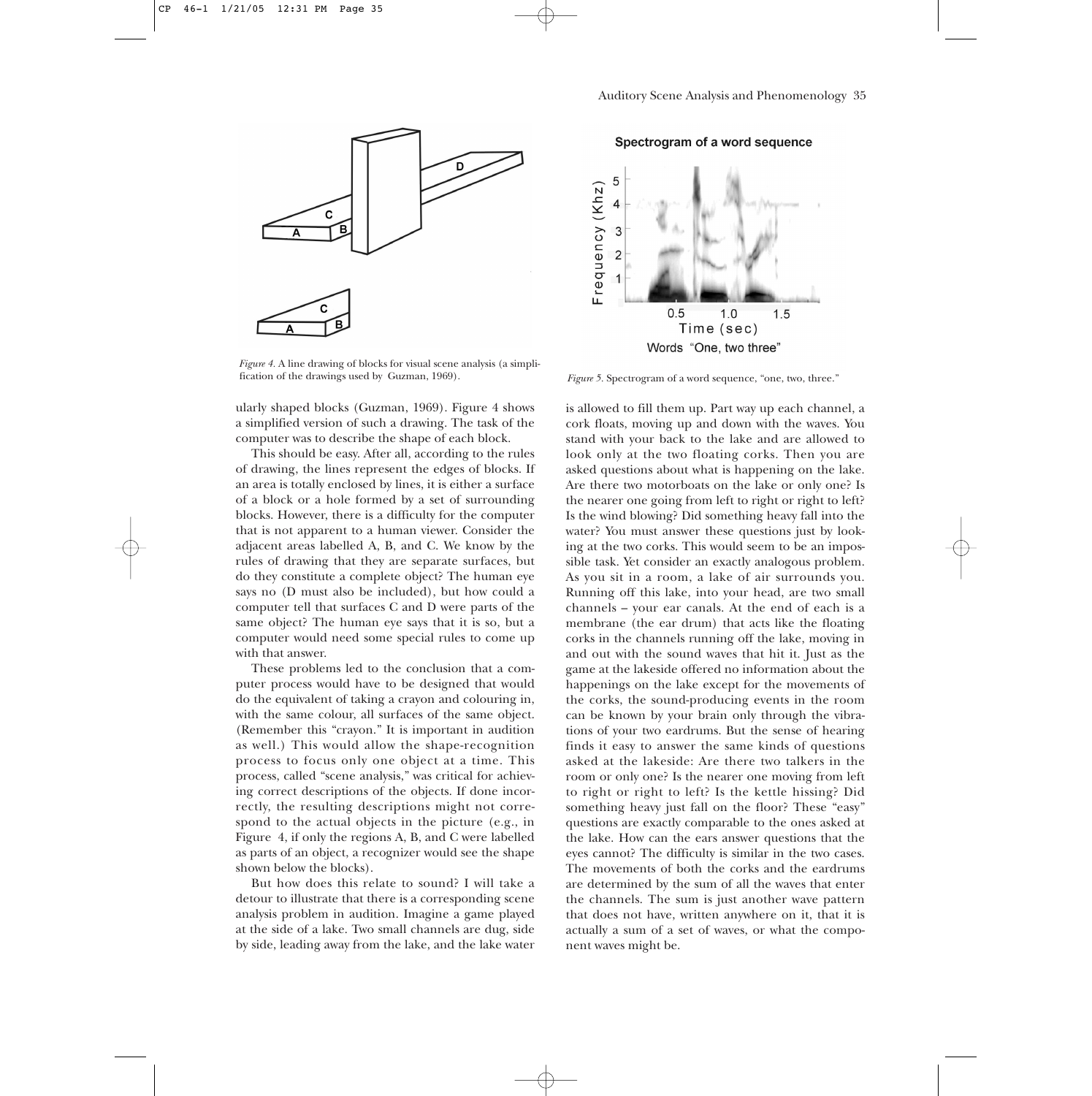*Figure 4.* A line drawing of blocks for visual scene analysis (a simplification of the drawings used by Guzman, 1969).

*Figure 5.* Spectrogram of a word sequence, "one, two, three."

ularly shaped blocks (Guzman, 1969). Figure 4 shows a simplified version of such a drawing. The task of the computer was to describe the shape of each block.

This should be easy. After all, according to the rules of drawing, the lines represent the edges of blocks. If an area is totally enclosed by lines, it is either a surface of a block or a hole formed by a set of surrounding blocks. However, there is a difficulty for the computer that is not apparent to a human viewer. Consider the adjacent areas labelled A, B, and C. We know by the rules of drawing that they are separate surfaces, but do they constitute a complete object? The human eye says no (D must also be included), but how could a computer tell that surfaces C and D were parts of the same object? The human eye says that it is so, but a computer would need some special rules to come up with that answer.

These problems led to the conclusion that a computer process would have to be designed that would do the equivalent of taking a crayon and colouring in, with the same colour, all surfaces of the same object. (Remember this "crayon." It is important in audition as well.) This would allow the shape-recognition process to focus only one object at a time. This process, called "scene analysis," was critical for achieving correct descriptions of the objects. If done incorrectly, the resulting descriptions might not correspond to the actual objects in the picture (e.g., in Figure 4, if only the regions A, B, and C were labelled as parts of an object, a recognizer would see the shape shown below the blocks).

But how does this relate to sound? I will take a detour to illustrate that there is a corresponding scene analysis problem in audition. Imagine a game played at the side of a lake. Two small channels are dug, side by side, leading away from the lake, and the lake water is allowed to fill them up. Part way up each channel, a cork floats, moving up and down with the waves. You stand with your back to the lake and are allowed to look only at the two floating corks. Then you are asked questions about what is happening on the lake. Are there two motorboats on the lake or only one? Is the nearer one going from left to right or right to left? Is the wind blowing? Did something heavy fall into the water? You must answer these questions just by looking at the two corks. This would seem to be an impossible task. Yet consider an exactly analogous problem. As you sit in a room, a lake of air surrounds you. Running off this lake, into your head, are two small channels – your ear canals. At the end of each is a membrane (the ear drum) that acts like the floating corks in the channels running off the lake, moving in and out with the sound waves that hit it. Just as the game at the lakeside offered no information about the happenings on the lake except for the movements of the corks, the sound-producing events in the room can be known by your brain only through the vibrations of your two eardrums. But the sense of hearing finds it easy to answer the same kinds of questions asked at the lakeside: Are there two talkers in the room or only one? Is the nearer one moving from left to right or right to left? Is the kettle hissing? Did something heavy just fall on the floor? These "easy" questions are exactly comparable to the ones asked at the lake. How can the ears answer questions that the eyes cannot? The difficulty is similar in the two cases. The movements of both the corks and the eardrums are determined by the sum of all the waves that enter the channels. The sum is just another wave pattern that does not have, written anywhere on it, that it is actually a sum of a set of waves, or what the component waves might be.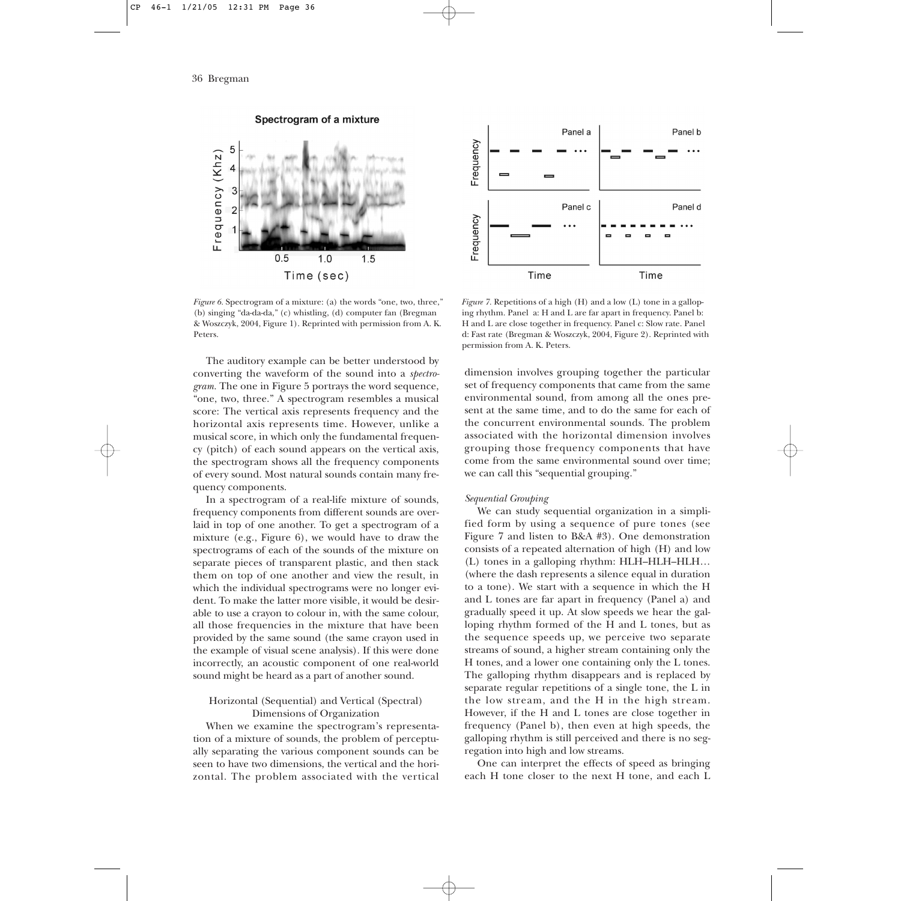*Figure 6.* Spectrogram of a mixture: (a) the words "one, two, three," (b) singing "da-da-da," (c) whistling, (d) computer fan (Bregman & Woszczyk, 2004, Figure 1). Reprinted with permission from A. K. Peters.

*Figure 7.* Repetitions of a high (H) and a low (L) tone in a galloping rhythm. Panel a: H and L are far apart in frequency. Panel b: H and L are close together in frequency. Panel c: Slow rate. Panel d: Fast rate (Bregman & Woszczyk, 2004, Figure 2). Reprinted with permission from A. K. Peters.

The auditory example can be better understood by converting the waveform of the sound into a *spectrogram.* The one in Figure 5 portrays the word sequence, "one, two, three." A spectrogram resembles a musical score: The vertical axis represents frequency and the horizontal axis represents time. However, unlike a musical score, in which only the fundamental frequency (pitch) of each sound appears on the vertical axis, the spectrogram shows all the frequency components of every sound. Most natural sounds contain many frequency components.

In a spectrogram of a real-life mixture of sounds, frequency components from different sounds are overlaid in top of one another. To get a spectrogram of a mixture (e.g., Figure 6), we would have to draw the spectrograms of each of the sounds of the mixture on separate pieces of transparent plastic, and then stack them on top of one another and view the result, in which the individual spectrograms were no longer evident. To make the latter more visible, it would be desirable to use a crayon to colour in, with the same colour, all those frequencies in the mixture that have been provided by the same sound (the same crayon used in the example of visual scene analysis). If this were done incorrectly, an acoustic component of one real-world sound might be heard as a part of another sound.

## Horizontal (Sequential) and Vertical (Spectral) Dimensions of Organization

When we examine the spectrogram's representation of a mixture of sounds, the problem of perceptually separating the various component sounds can be seen to have two dimensions, the vertical and the horizontal. The problem associated with the vertical dimension involves grouping together the particular set of frequency components that came from the same environmental sound, from among all the ones present at the same time, and to do the same for each of the concurrent environmental sounds. The problem associated with the horizontal dimension involves grouping those frequency components that have come from the same environmental sound over time; we can call this "sequential grouping."

### *Sequential Grouping*

We can study sequential organization in a simplified form by using a sequence of pure tones (see Figure 7 and listen to B&A #3). One demonstration consists of a repeated alternation of high (H) and low (L) tones in a galloping rhythm: HLH–HLH–HLH… (where the dash represents a silence equal in duration to a tone). We start with a sequence in which the H and L tones are far apart in frequency (Panel a) and gradually speed it up. At slow speeds we hear the galloping rhythm formed of the H and L tones, but as the sequence speeds up, we perceive two separate streams of sound, a higher stream containing only the H tones, and a lower one containing only the L tones. The galloping rhythm disappears and is replaced by separate regular repetitions of a single tone, the L in the low stream, and the H in the high stream. However, if the H and L tones are close together in frequency (Panel b), then even at high speeds, the galloping rhythm is still perceived and there is no segregation into high and low streams.

One can interpret the effects of speed as bringing each H tone closer to the next H tone, and each L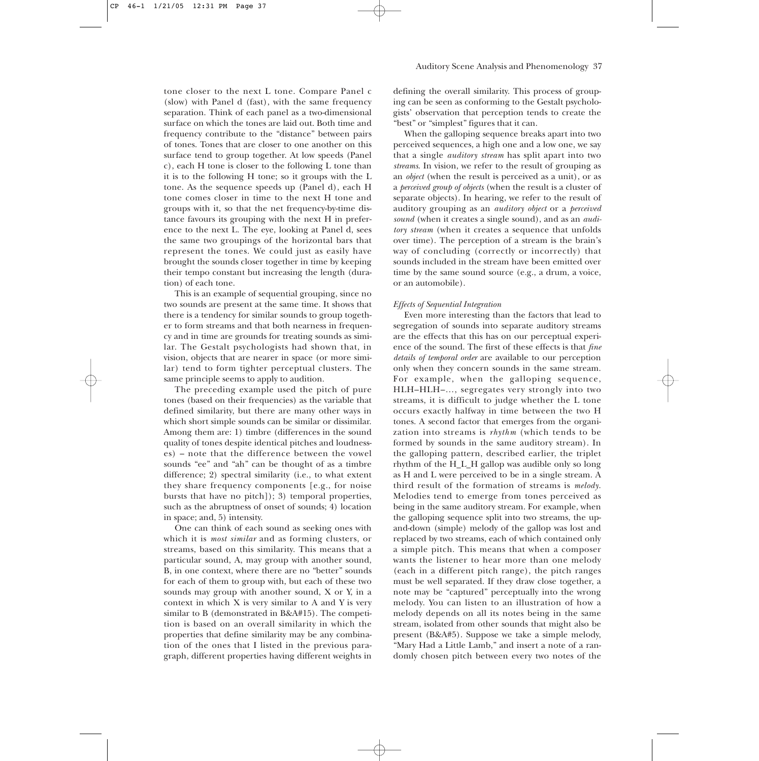tone closer to the next L tone. Compare Panel c (slow) with Panel d (fast), with the same frequency separation. Think of each panel as a two-dimensional surface on which the tones are laid out. Both time and frequency contribute to the "distance" between pairs of tones. Tones that are closer to one another on this surface tend to group together. At low speeds (Panel c), each H tone is closer to the following L tone than it is to the following H tone; so it groups with the L tone. As the sequence speeds up (Panel d), each H tone comes closer in time to the next H tone and groups with it, so that the net frequency-by-time distance favours its grouping with the next H in preference to the next L. The eye, looking at Panel d, sees the same two groupings of the horizontal bars that represent the tones. We could just as easily have brought the sounds closer together in time by keeping their tempo constant but increasing the length (duration) of each tone.

This is an example of sequential grouping, since no two sounds are present at the same time. It shows that there is a tendency for similar sounds to group together to form streams and that both nearness in frequency and in time are grounds for treating sounds as similar. The Gestalt psychologists had shown that, in vision, objects that are nearer in space (or more similar) tend to form tighter perceptual clusters. The same principle seems to apply to audition.

The preceding example used the pitch of pure tones (based on their frequencies) as the variable that defined similarity, but there are many other ways in which short simple sounds can be similar or dissimilar. Among them are: 1) timbre (differences in the sound quality of tones despite identical pitches and loudnesses) – note that the difference between the vowel sounds "ee" and "ah" can be thought of as a timbre difference; 2) spectral similarity (i.e., to what extent they share frequency components [e.g., for noise bursts that have no pitch]); 3) temporal properties, such as the abruptness of onset of sounds; 4) location in space; and, 5) intensity.

One can think of each sound as seeking ones with which it is *most similar* and as forming clusters, or streams, based on this similarity. This means that a particular sound, A, may group with another sound, B, in one context, where there are no "better" sounds for each of them to group with, but each of these two sounds may group with another sound, X or Y, in a context in which X is very similar to A and Y is very similar to B (demonstrated in B&A#15). The competition is based on an overall similarity in which the properties that define similarity may be any combination of the ones that I listed in the previous paragraph, different properties having different weights in defining the overall similarity. This process of grouping can be seen as conforming to the Gestalt psychologists' observation that perception tends to create the "best" or "simplest" figures that it can.

When the galloping sequence breaks apart into two perceived sequences, a high one and a low one, we say that a single *auditory stream* has split apart into two *streams*. In vision, we refer to the result of grouping as an *object* (when the result is perceived as a unit), or as a *perceived group of objects* (when the result is a cluster of separate objects). In hearing, we refer to the result of auditory grouping as an *auditory object* or a *perceived sound* (when it creates a single sound), and as an *auditory stream* (when it creates a sequence that unfolds over time). The perception of a stream is the brain's way of concluding (correctly or incorrectly) that sounds included in the stream have been emitted over time by the same sound source (e.g., a drum, a voice, or an automobile).

*Effects of Sequential Integration*

Even more interesting than the factors that lead to segregation of sounds into separate auditory streams are the effects that this has on our perceptual experience of the sound. The first of these effects is that *fine details of temporal order* are available to our perception only when they concern sounds in the same stream. For example, when the galloping sequence, HLH–HLH–..., segregates very strongly into two streams, it is difficult to judge whether the L tone occurs exactly halfway in time between the two H tones. A second factor that emerges from the organization into streams is *rhythm* (which tends to be formed by sounds in the same auditory stream). In the galloping pattern, described earlier, the triplet rhythm of the H_L_H gallop was audible only so long as H and L were perceived to be in a single stream. A third result of the formation of streams is *melody*. Melodies tend to emerge from tones perceived as being in the same auditory stream. For example, when the galloping sequence split into two streams, the up-and-down (simple) melody of the gallop was lost and replaced by two streams, each of which contained only a simple pitch. This means that when a composer wants the listener to hear more than one melody (each in a different pitch range), the pitch ranges must be well separated. If they draw close together, a note may be "captured" perceptually into the wrong melody. You can listen to an illustration of how a melody depends on all its notes being in the same stream, isolated from other sounds that might also be present (B&A#5). Suppose we take a simple melody, "Mary Had a Little Lamb," and insert a note of a randomly chosen pitch between every two notes of the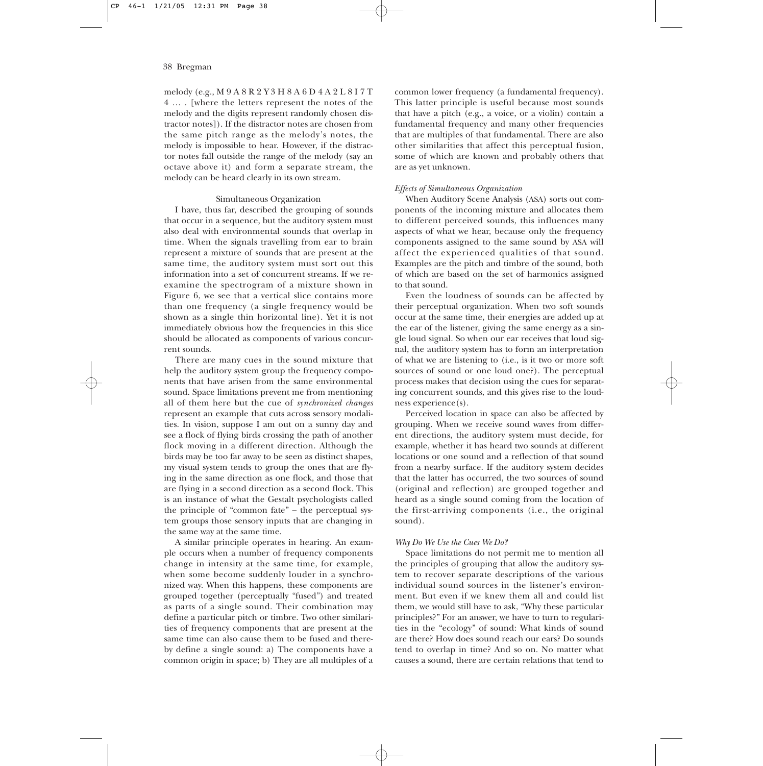melody (e.g., M 9 A 8 R 2 Y 3 H 8 A 6 D 4 A 2 L 8 I 7 T 4 … . [where the letters represent the notes of the melody and the digits represent randomly chosen distractor notes]). If the distractor notes are chosen from the same pitch range as the melody's notes, the melody is impossible to hear. However, if the distractor notes fall outside the range of the melody (say an octave above it) and form a separate stream, the melody can be heard clearly in its own stream.

### Simultaneous Organization

I have, thus far, described the grouping of sounds that occur in a sequence, but the auditory system must also deal with environmental sounds that overlap in time. When the signals travelling from ear to brain represent a mixture of sounds that are present at the same time, the auditory system must sort out this information into a set of concurrent streams. If we re-examine the spectrogram of a mixture shown in Figure 6, we see that a vertical slice contains more than one frequency (a single frequency would be shown as a single thin horizontal line). Yet it is not immediately obvious how the frequencies in this slice should be allocated as components of various concurrent sounds.

There are many cues in the sound mixture that help the auditory system group the frequency components that have arisen from the same environmental sound. Space limitations prevent me from mentioning all of them here but the cue of *synchronized changes* represent an example that cuts across sensory modalities. In vision, suppose I am out on a sunny day and see a flock of flying birds crossing the path of another flock moving in a different direction. Although the birds may be too far away to be seen as distinct shapes, my visual system tends to group the ones that are flying in the same direction as one flock, and those that are flying in a second direction as a second flock. This is an instance of what the Gestalt psychologists called the principle of "common fate" – the perceptual system groups those sensory inputs that are changing in the same way at the same time.

A similar principle operates in hearing. An example occurs when a number of frequency components change in intensity at the same time, for example, when some become suddenly louder in a synchronized way. When this happens, these components are grouped together (perceptually "fused") and treated as parts of a single sound. Their combination may define a particular pitch or timbre. Two other similarities of frequency components that are present at the same time can also cause them to be fused and thereby define a single sound: a) The components have a common origin in space; b) They are all multiples of a common lower frequency (a fundamental frequency). This latter principle is useful because most sounds that have a pitch (e.g., a voice, or a violin) contain a fundamental frequency and many other frequencies that are multiples of that fundamental. There are also other similarities that affect this perceptual fusion, some of which are known and probably others that are as yet unknown.

#### *Effects of Simultaneous Organization*

When Auditory Scene Analysis (ASA) sorts out components of the incoming mixture and allocates them to different perceived sounds, this influences many aspects of what we hear, because only the frequency components assigned to the same sound by ASA will affect the experienced qualities of that sound. Examples are the pitch and timbre of the sound, both of which are based on the set of harmonics assigned to that sound.

Even the loudness of sounds can be affected by their perceptual organization. When two soft sounds occur at the same time, their energies are added up at the ear of the listener, giving the same energy as a single loud signal. So when our ear receives that loud signal, the auditory system has to form an interpretation of what we are listening to (i.e., is it two or more soft sources of sound or one loud one?). The perceptual process makes that decision using the cues for separating concurrent sounds, and this gives rise to the loudness experience(s).

Perceived location in space can also be affected by grouping. When we receive sound waves from different directions, the auditory system must decide, for example, whether it has heard two sounds at different locations or one sound and a reflection of that sound from a nearby surface. If the auditory system decides that the latter has occurred, the two sources of sound (original and reflection) are grouped together and heard as a single sound coming from the location of the first-arriving components (i.e., the original sound).

#### *Why Do We Use the Cues We Do?*

Space limitations do not permit me to mention all the principles of grouping that allow the auditory system to recover separate descriptions of the various individual sound sources in the listener's environment. But even if we knew them all and could list them, we would still have to ask, "Why these particular principles?" For an answer, we have to turn to regularities in the "ecology" of sound: What kinds of sound are there? How does sound reach our ears? Do sounds tend to overlap in time? And so on. No matter what causes a sound, there are certain relations that tend to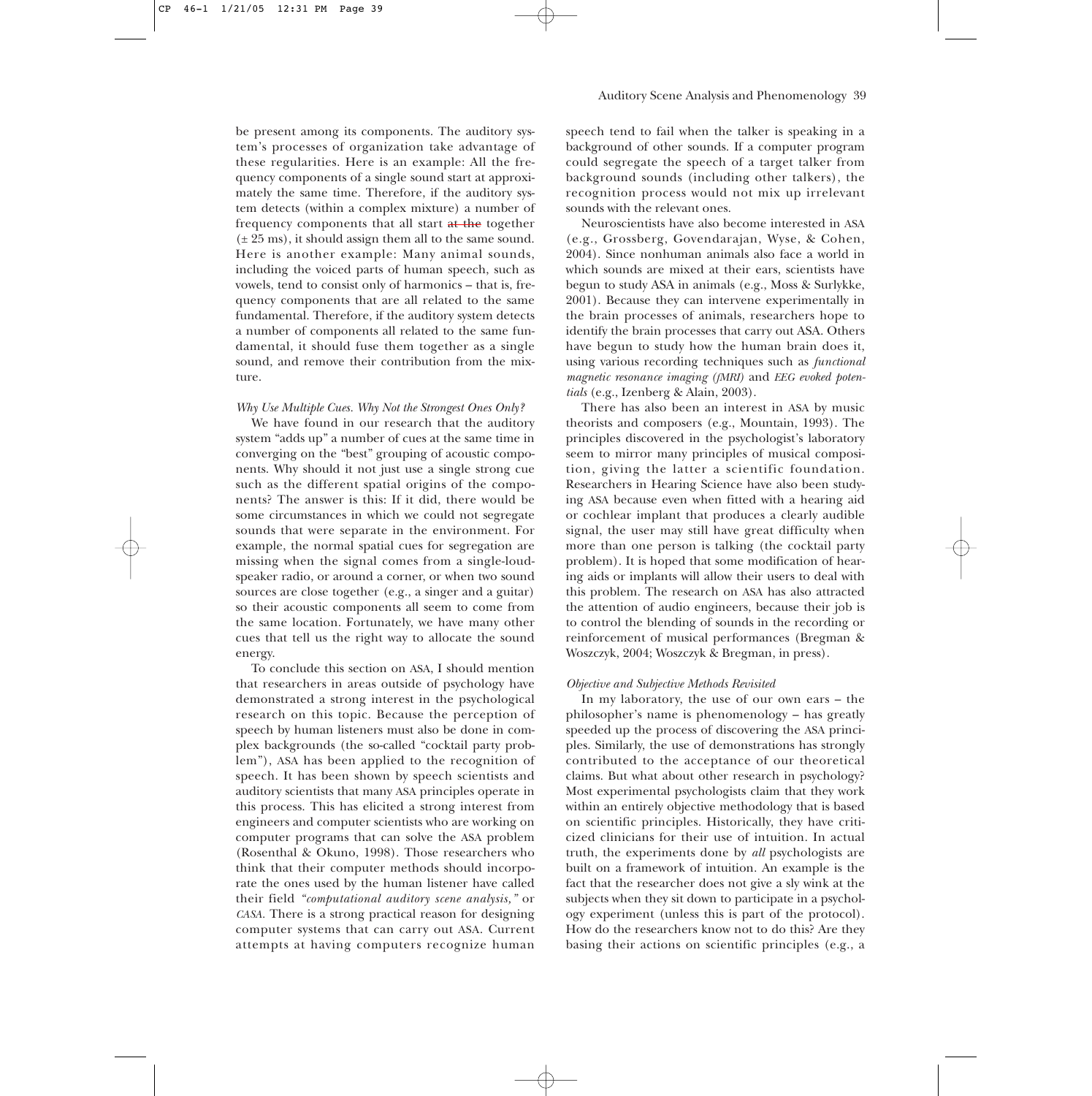be present among its components. The auditory system's processes of organization take advantage of these regularities. Here is an example: All the frequency components of a single sound start at approximately the same time. Therefore, if the auditory system detects (within a complex mixture) a number of frequency components that all start ~~at the~~ together ($\pm$ 25 ms), it should assign them all to the same sound. Here is another example: Many animal sounds, including the voiced parts of human speech, such as vowels, tend to consist only of harmonics – that is, frequency components that are all related to the same fundamental. Therefore, if the auditory system detects a number of components all related to the same fundamental, it should fuse them together as a single sound, and remove their contribution from the mixture.

*Why Use Multiple Cues. Why Not the Strongest Ones Only?*

We have found in our research that the auditory system "adds up" a number of cues at the same time in converging on the "best" grouping of acoustic components. Why should it not just use a single strong cue such as the different spatial origins of the components? The answer is this: If it did, there would be some circumstances in which we could not segregate sounds that were separate in the environment. For example, the normal spatial cues for segregation are missing when the signal comes from a single-loudspeaker radio, or around a corner, or when two sound sources are close together (e.g., a singer and a guitar) so their acoustic components all seem to come from the same location. Fortunately, we have many other cues that tell us the right way to allocate the sound energy.

To conclude this section on ASA, I should mention that researchers in areas outside of psychology have demonstrated a strong interest in the psychological research on this topic. Because the perception of speech by human listeners must also be done in complex backgrounds (the so-called "cocktail party problem"), ASA has been applied to the recognition of speech. It has been shown by speech scientists and auditory scientists that many ASA principles operate in this process. This has elicited a strong interest from engineers and computer scientists who are working on computer programs that can solve the ASA problem (Rosenthal & Okuno, 1998). Those researchers who think that their computer methods should incorporate the ones used by the human listener have called their field *"computational auditory scene analysis,"* or *CASA*. There is a strong practical reason for designing computer systems that can carry out ASA. Current attempts at having computers recognize human speech tend to fail when the talker is speaking in a background of other sounds. If a computer program could segregate the speech of a target talker from background sounds (including other talkers), the recognition process would not mix up irrelevant sounds with the relevant ones.

Neuroscientists have also become interested in ASA (e.g., Grossberg, Govendarajan, Wyse, & Cohen, 2004). Since nonhuman animals also face a world in which sounds are mixed at their ears, scientists have begun to study ASA in animals (e.g., Moss & Surlykke, 2001). Because they can intervene experimentally in the brain processes of animals, researchers hope to identify the brain processes that carry out ASA. Others have begun to study how the human brain does it, using various recording techniques such as *functional magnetic resonance imaging (fMRI)* and *EEG evoked potentials* (e.g., Izenberg & Alain, 2003).

There has also been an interest in ASA by music theorists and composers (e.g., Mountain, 1993). The principles discovered in the psychologist's laboratory seem to mirror many principles of musical composition, giving the latter a scientific foundation. Researchers in Hearing Science have also been studying ASA because even when fitted with a hearing aid or cochlear implant that produces a clearly audible signal, the user may still have great difficulty when more than one person is talking (the cocktail party problem). It is hoped that some modification of hearing aids or implants will allow their users to deal with this problem. The research on ASA has also attracted the attention of audio engineers, because their job is to control the blending of sounds in the recording or reinforcement of musical performances (Bregman & Woszczyk, 2004; Woszczyk & Bregman, in press).

*Objective and Subjective Methods Revisited*

In my laboratory, the use of our own ears – the philosopher's name is phenomenology – has greatly speeded up the process of discovering the ASA principles. Similarly, the use of demonstrations has strongly contributed to the acceptance of our theoretical claims. But what about other research in psychology? Most experimental psychologists claim that they work within an entirely objective methodology that is based on scientific principles. Historically, they have criticized clinicians for their use of intuition. In actual truth, the experiments done by *all* psychologists are built on a framework of intuition. An example is the fact that the researcher does not give a sly wink at the subjects when they sit down to participate in a psychology experiment (unless this is part of the protocol). How do the researchers know not to do this? Are they basing their actions on scientific principles (e.g., a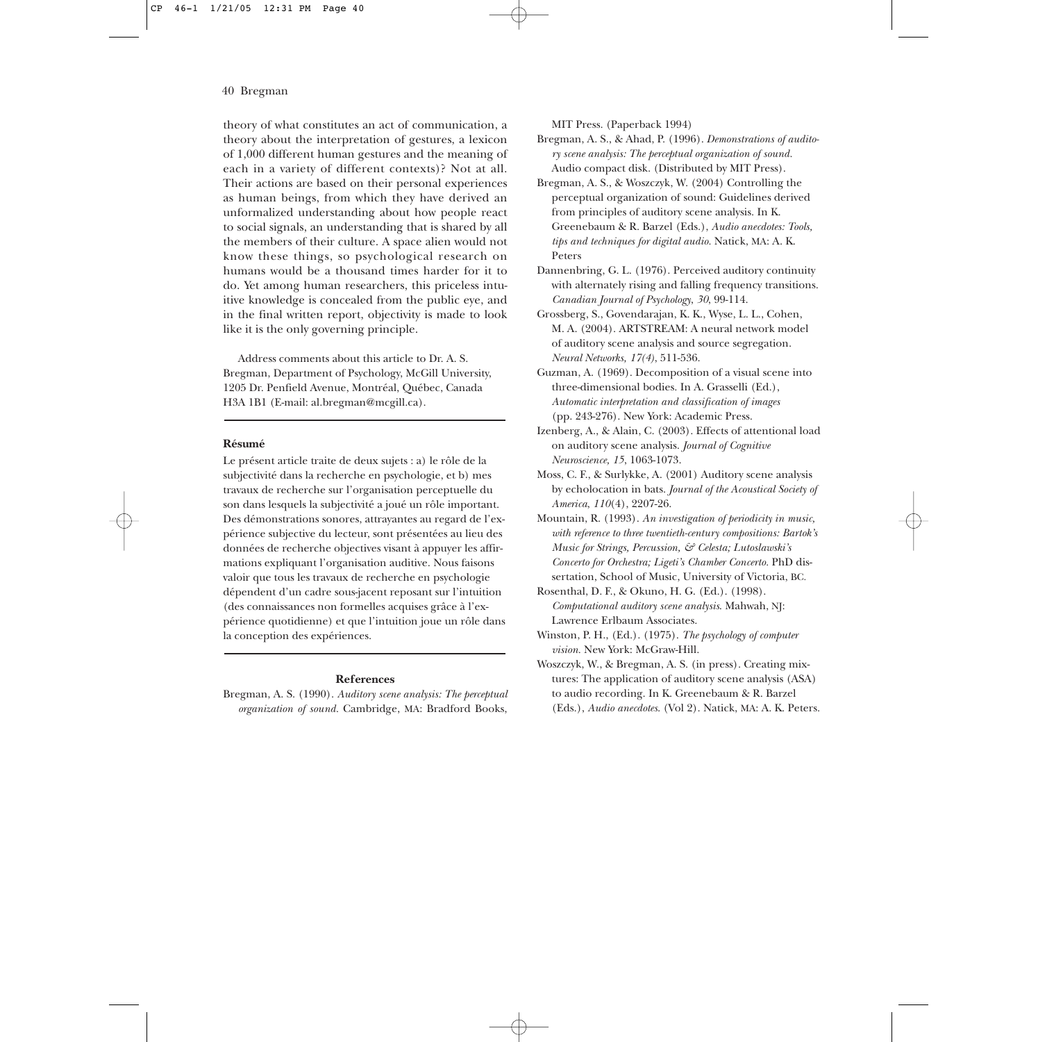theory of what constitutes an act of communication, a theory about the interpretation of gestures, a lexicon of 1,000 different human gestures and the meaning of each in a variety of different contexts)? Not at all. Their actions are based on their personal experiences as human beings, from which they have derived an unformalized understanding about how people react to social signals, an understanding that is shared by all the members of their culture. A space alien would not know these things, so psychological research on humans would be a thousand times harder for it to do. Yet among human researchers, this priceless intuitive knowledge is concealed from the public eye, and in the final written report, objectivity is made to look like it is the only governing principle.

Address comments about this article to Dr. A. S. Bregman, Department of Psychology, McGill University, 1205 Dr. Penfield Avenue, Montréal, Québec, Canada H3A 1B1 (E-mail: al.bregman@mcgill.ca).

**Résumé**

Le présent article traite de deux sujets : a) le rôle de la subjectivité dans la recherche en psychologie, et b) mes travaux de recherche sur l'organisation perceptuelle du son dans lesquels la subjectivité a joué un rôle important. Des démonstrations sonores, attrayantes au regard de l'expérience subjective du lecteur, sont présentées au lieu des données de recherche objectives visant à appuyer les affirmations expliquant l'organisation auditive. Nous faisons valoir que tous les travaux de recherche en psychologie dépendent d'un cadre sous-jacent reposant sur l'intuition (des connaissances non formelles acquises grâce à l'expérience quotidienne) et que l'intuition joue un rôle dans la conception des expériences.

## References

Bregman, A. S. (1990). *Auditory scene analysis: The perceptual organization of sound.* Cambridge, MA: Bradford Books, MIT Press. (Paperback 1994)

Bregman, A. S., & Ahad, P. (1996). *Demonstrations of auditory scene analysis: The perceptual organization of sound.* Audio compact disk. (Distributed by MIT Press).

Bregman, A. S., & Woszczyk, W. (2004) Controlling the perceptual organization of sound: Guidelines derived from principles of auditory scene analysis. In K. Greenebaum & R. Barzel (Eds.), *Audio anecdotes: Tools, tips and techniques for digital audio.* Natick, MA: A. K. Peters

Dannenbring, G. L. (1976). Perceived auditory continuity with alternately rising and falling frequency transitions. *Canadian Journal of Psychology, 30*, 99-114.

Grossberg, S., Govendarajan, K. K., Wyse, L. L., Cohen, M. A. (2004). ARTSTREAM: A neural network model of auditory scene analysis and source segregation. *Neural Networks, 17(4)*, 511-536.

Guzman, A. (1969). Decomposition of a visual scene into three-dimensional bodies. In A. Grasselli (Ed.), *Automatic interpretation and classification of images* (pp. 243-276). New York: Academic Press.

Izenberg, A., & Alain, C. (2003). Effects of attentional load on auditory scene analysis. *Journal of Cognitive Neuroscience, 15*, 1063-1073.

Moss, C. F., & Surlykke, A. (2001) Auditory scene analysis by echolocation in bats. *Journal of the Acoustical Society of America, 110*(4), 2207-26.

Mountain, R. (1993). *An investigation of periodicity in music, with reference to three twentieth-century compositions: Bartok's Music for Strings, Percussion, & Celesta; Lutoslawski's Concerto for Orchestra; Ligeti's Chamber Concerto.* PhD dissertation, School of Music, University of Victoria, BC.

Rosenthal, D. F., & Okuno, H. G. (Ed.). (1998). *Computational auditory scene analysis.* Mahwah, NJ: Lawrence Erlbaum Associates.

Winston, P. H., (Ed.). (1975). *The psychology of computer vision.* New York: McGraw-Hill.

Woszczyk, W., & Bregman, A. S. (in press). Creating mixtures: The application of auditory scene analysis (ASA) to audio recording. In K. Greenebaum & R. Barzel (Eds.), *Audio anecdotes.* (Vol 2). Natick, MA: A. K. Peters.